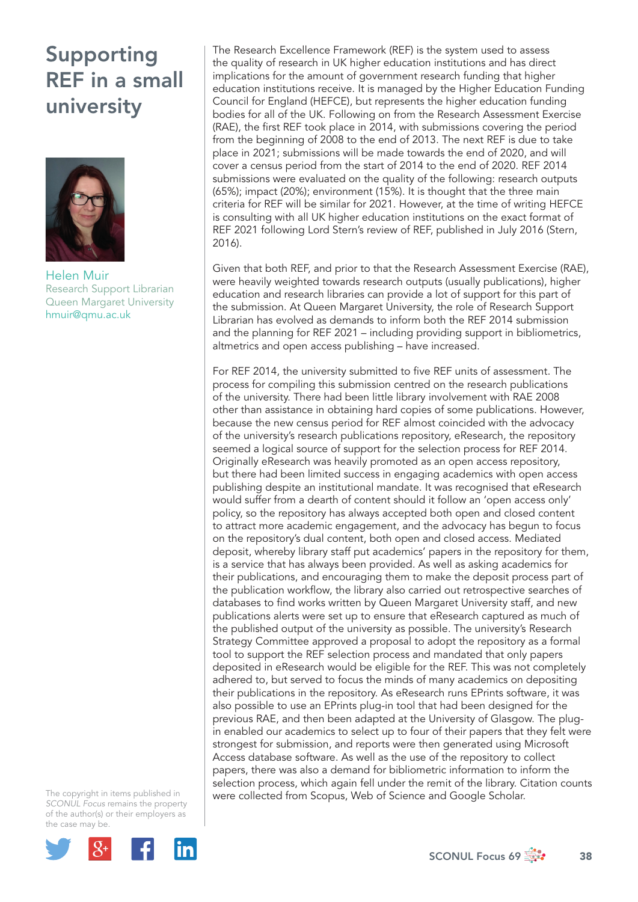# Supporting REF in a small university

Helen Muir
Research Support Librarian
Queen Margaret University
hmuir@qmu.ac.uk

The copyright in items published in *SCONUL Focus* remains the property of the author(s) or their employers as the case may be.

The Research Excellence Framework (REF) is the system used to assess the quality of research in UK higher education institutions and has direct implications for the amount of government research funding that higher education institutions receive. It is managed by the Higher Education Funding Council for England (HEFCE), but represents the higher education funding bodies for all of the UK. Following on from the Research Assessment Exercise (RAE), the first REF took place in 2014, with submissions covering the period from the beginning of 2008 to the end of 2013. The next REF is due to take place in 2021; submissions will be made towards the end of 2020, and will cover a census period from the start of 2014 to the end of 2020. REF 2014 submissions were evaluated on the quality of the following: research outputs (65%); impact (20%); environment (15%). It is thought that the three main criteria for REF will be similar for 2021. However, at the time of writing HEFCE is consulting with all UK higher education institutions on the exact format of REF 2021 following Lord Stern's review of REF, published in July 2016 (Stern, 2016).

Given that both REF, and prior to that the Research Assessment Exercise (RAE), were heavily weighted towards research outputs (usually publications), higher education and research libraries can provide a lot of support for this part of the submission. At Queen Margaret University, the role of Research Support Librarian has evolved as demands to inform both the REF 2014 submission and the planning for REF 2021 – including providing support in bibliometrics, altmetrics and open access publishing – have increased.

For REF 2014, the university submitted to five REF units of assessment. The process for compiling this submission centred on the research publications of the university. There had been little library involvement with RAE 2008 other than assistance in obtaining hard copies of some publications. However, because the new census period for REF almost coincided with the advocacy of the university's research publications repository, eResearch, the repository seemed a logical source of support for the selection process for REF 2014. Originally eResearch was heavily promoted as an open access repository, but there had been limited success in engaging academics with open access publishing despite an institutional mandate. It was recognised that eResearch would suffer from a dearth of content should it follow an 'open access only' policy, so the repository has always accepted both open and closed content to attract more academic engagement, and the advocacy has begun to focus on the repository's dual content, both open and closed access. Mediated deposit, whereby library staff put academics' papers in the repository for them, is a service that has always been provided. As well as asking academics for their publications, and encouraging them to make the deposit process part of the publication workflow, the library also carried out retrospective searches of databases to find works written by Queen Margaret University staff, and new publications alerts were set up to ensure that eResearch captured as much of the published output of the university as possible. The university's Research Strategy Committee approved a proposal to adopt the repository as a formal tool to support the REF selection process and mandated that only papers deposited in eResearch would be eligible for the REF. This was not completely adhered to, but served to focus the minds of many academics on depositing their publications in the repository. As eResearch runs EPrints software, it was also possible to use an EPrints plug-in tool that had been designed for the previous RAE, and then been adapted at the University of Glasgow. The plug-in enabled our academics to select up to four of their papers that they felt were strongest for submission, and reports were then generated using Microsoft Access database software. As well as the use of the repository to collect papers, there was also a demand for bibliometric information to inform the selection process, which again fell under the remit of the library. Citation counts were collected from Scopus, Web of Science and Google Scholar.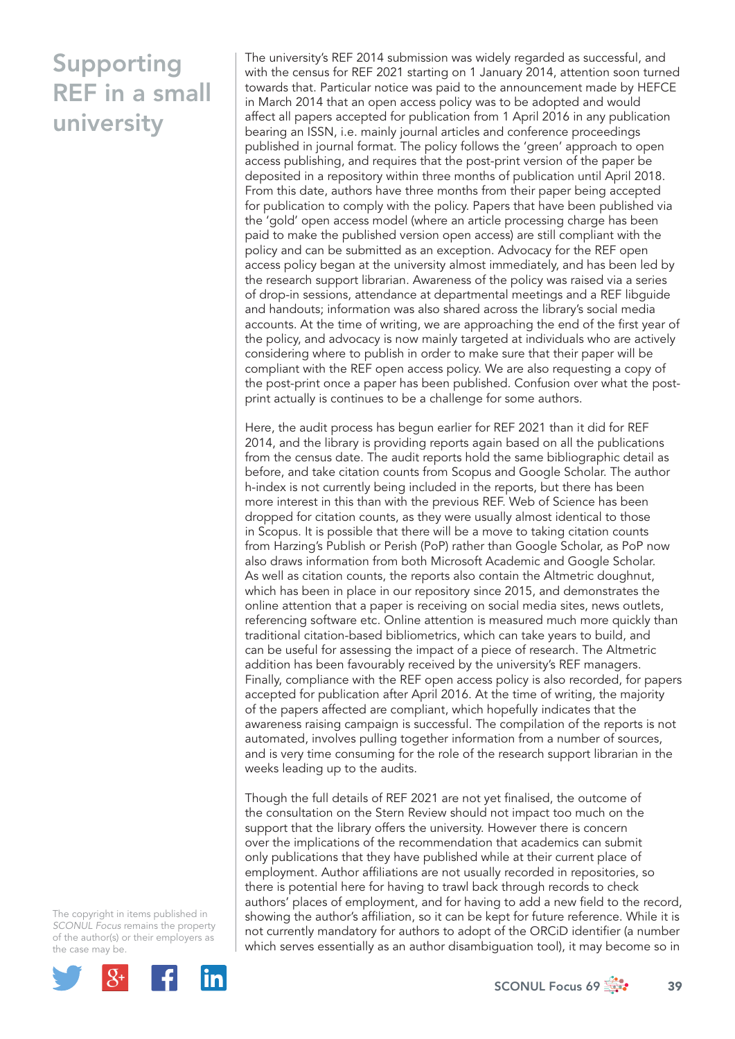# Supporting REF in a small university

The university's REF 2014 submission was widely regarded as successful, and with the census for REF 2021 starting on 1 January 2014, attention soon turned towards that. Particular notice was paid to the announcement made by HEFCE in March 2014 that an open access policy was to be adopted and would affect all papers accepted for publication from 1 April 2016 in any publication bearing an ISSN, i.e. mainly journal articles and conference proceedings published in journal format. The policy follows the 'green' approach to open access publishing, and requires that the post-print version of the paper be deposited in a repository within three months of publication until April 2018. From this date, authors have three months from their paper being accepted for publication to comply with the policy. Papers that have been published via the 'gold' open access model (where an article processing charge has been paid to make the published version open access) are still compliant with the policy and can be submitted as an exception. Advocacy for the REF open access policy began at the university almost immediately, and has been led by the research support librarian. Awareness of the policy was raised via a series of drop-in sessions, attendance at departmental meetings and a REF libguide and handouts; information was also shared across the library's social media accounts. At the time of writing, we are approaching the end of the first year of the policy, and advocacy is now mainly targeted at individuals who are actively considering where to publish in order to make sure that their paper will be compliant with the REF open access policy. We are also requesting a copy of the post-print once a paper has been published. Confusion over what the post-print actually is continues to be a challenge for some authors.

Here, the audit process has begun earlier for REF 2021 than it did for REF 2014, and the library is providing reports again based on all the publications from the census date. The audit reports hold the same bibliographic detail as before, and take citation counts from Scopus and Google Scholar. The author h-index is not currently being included in the reports, but there has been more interest in this than with the previous REF. Web of Science has been dropped for citation counts, as they were usually almost identical to those in Scopus. It is possible that there will be a move to taking citation counts from Harzing's Publish or Perish (PoP) rather than Google Scholar, as PoP now also draws information from both Microsoft Academic and Google Scholar. As well as citation counts, the reports also contain the Altmetric doughnut, which has been in place in our repository since 2015, and demonstrates the online attention that a paper is receiving on social media sites, news outlets, referencing software etc. Online attention is measured much more quickly than traditional citation-based bibliometrics, which can take years to build, and can be useful for assessing the impact of a piece of research. The Altmetric addition has been favourably received by the university's REF managers. Finally, compliance with the REF open access policy is also recorded, for papers accepted for publication after April 2016. At the time of writing, the majority of the papers affected are compliant, which hopefully indicates that the awareness raising campaign is successful. The compilation of the reports is not automated, involves pulling together information from a number of sources, and is very time consuming for the role of the research support librarian in the weeks leading up to the audits.

Though the full details of REF 2021 are not yet finalised, the outcome of the consultation on the Stern Review should not impact too much on the support that the library offers the university. However there is concern over the implications of the recommendation that academics can submit only publications that they have published while at their current place of employment. Author affiliations are not usually recorded in repositories, so there is potential here for having to trawl back through records to check authors' places of employment, and for having to add a new field to the record, showing the author's affiliation, so it can be kept for future reference. While it is not currently mandatory for authors to adopt of the ORCiD identifier (a number which serves essentially as an author disambiguation tool), it may become so in

The copyright in items published in *SCONUL Focus* remains the property of the author(s) or their employers as the case may be.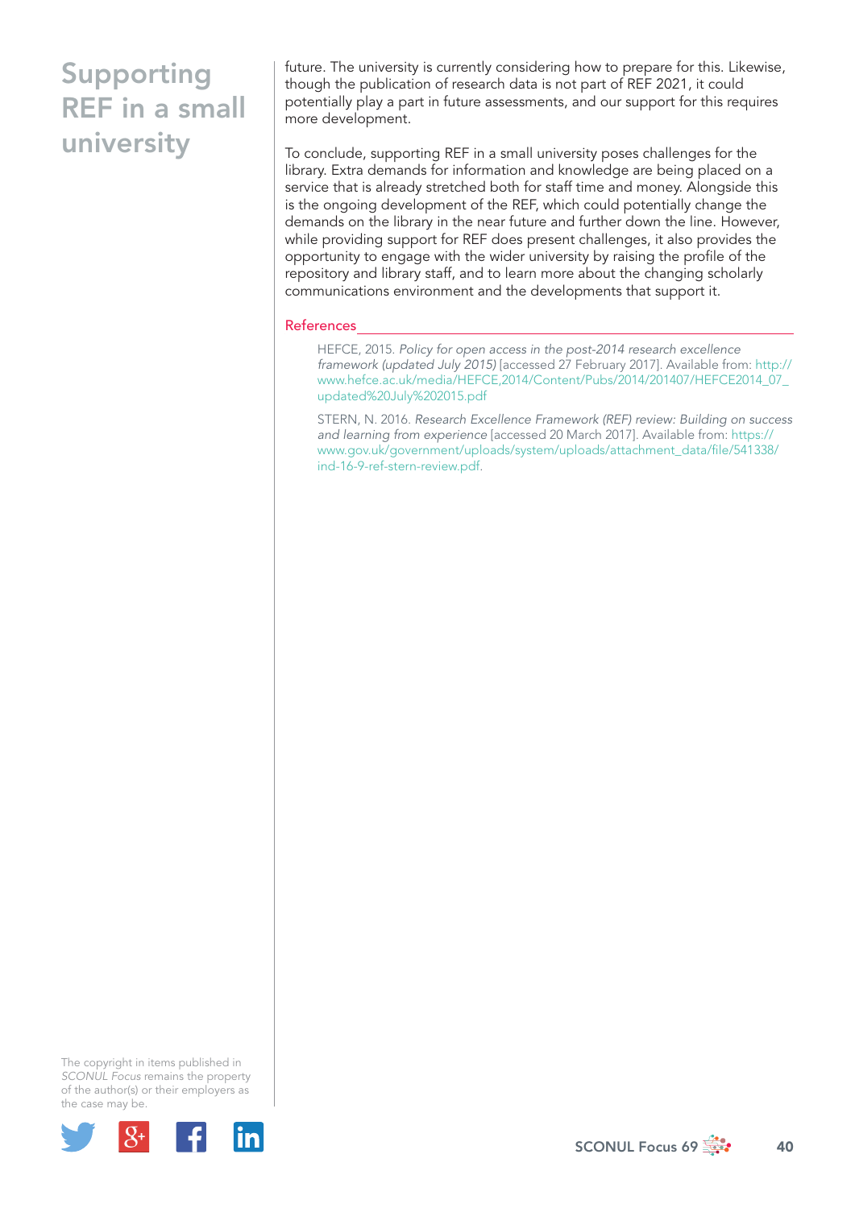future. The university is currently considering how to prepare for this. Likewise, though the publication of research data is not part of REF 2021, it could potentially play a part in future assessments, and our support for this requires more development.

To conclude, supporting REF in a small university poses challenges for the library. Extra demands for information and knowledge are being placed on a service that is already stretched both for staff time and money. Alongside this is the ongoing development of the REF, which could potentially change the demands on the library in the near future and further down the line. However, while providing support for REF does present challenges, it also provides the opportunity to engage with the wider university by raising the profile of the repository and library staff, and to learn more about the changing scholarly communications environment and the developments that support it.

## References

HEFCE, 2015. *Policy for open access in the post-2014 research excellence framework (updated July 2015)* [accessed 27 February 2017]. Available from: http://www.hefce.ac.uk/media/HEFCE,2014/Content/Pubs/2014/201407/HEFCE2014_07_updated%20July%202015.pdf

STERN, N. 2016. *Research Excellence Framework (REF) review: Building on success and learning from experience* [accessed 20 March 2017]. Available from: https://www.gov.uk/government/uploads/system/uploads/attachment_data/file/541338/ind-16-9-ref-stern-review.pdf.

The copyright in items published in *SCONUL Focus* remains the property of the author(s) or their employers as the case may be.